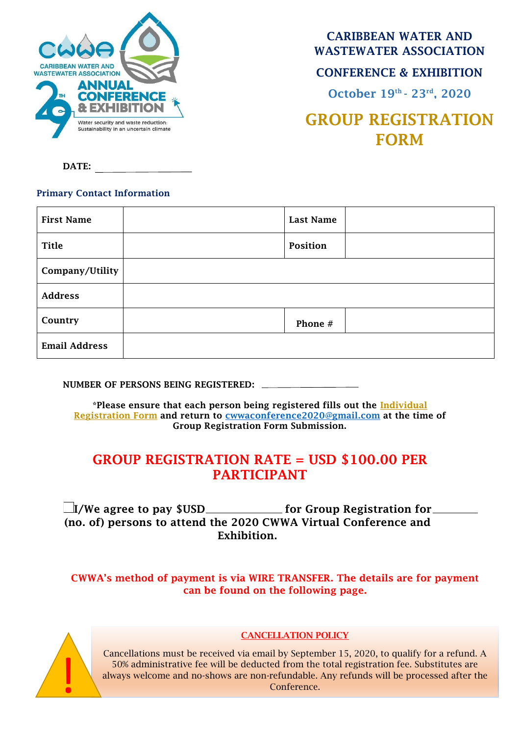CARIBBEAN WATER AND WASTEWATER ASSOCIATION

29TH ANNUAL CONFERENCE & EXHIBITION

Water security and waste reduction: Sustainability in an uncertain climate

# CARIBBEAN WATER AND WASTEWATER ASSOCIATION

## CONFERENCE & EXHIBITION

### October 19th - 23rd, 2020

# GROUP REGISTRATION FORM

**DATE:** ____________________

### Primary Contact Information

| **First Name** | | **Last Name** | |
|---|---|---|---|
| **Title** | | **Position** | |
| **Company/Utility** | | | |
| **Address** | | | |
| **Country** | | **Phone #** | |
| **Email Address** | | | |

**NUMBER OF PERSONS BEING REGISTERED:** ____________________

**\*Please ensure that each person being registered fills out the Individual Registration Form and return to cwwaconference2020@gmail.com at the time of Group Registration Form Submission.**

## GROUP REGISTRATION RATE = USD $100.00 PER PARTICIPANT

☐ **I/We agree to pay $USD______________ for Group Registration for________ (no. of) persons to attend the 2020 CWWA Virtual Conference and Exhibition.**

**CWWA's method of payment is via WIRE TRANSFER. The details are for payment can be found on the following page.**

**CANCELLATION POLICY**

Cancellations must be received via email by September 15, 2020, to qualify for a refund. A 50% administrative fee will be deducted from the total registration fee. Substitutes are always welcome and no-shows are non-refundable. Any refunds will be processed after the Conference.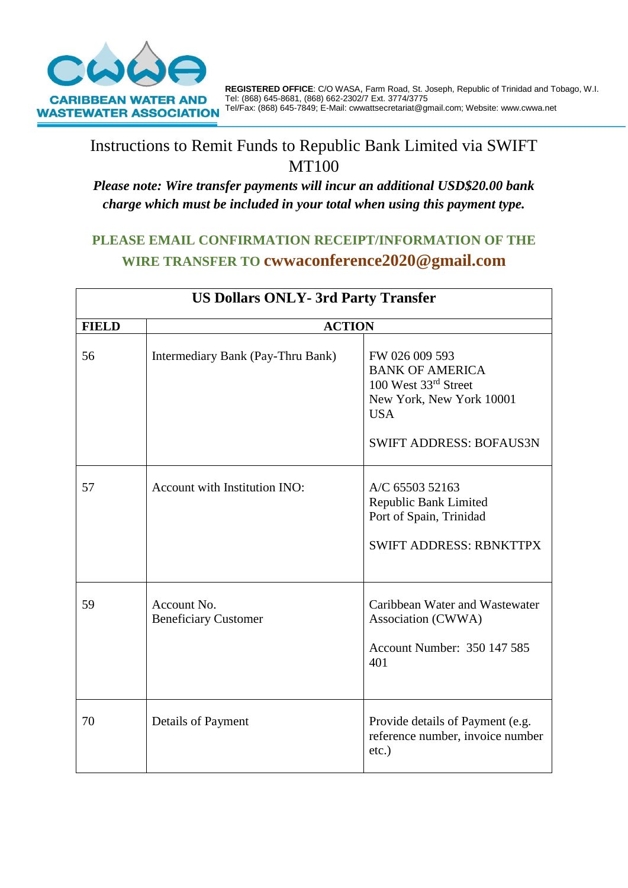CARIBBEAN WATER AND WASTEWATER ASSOCIATION

**REGISTERED OFFICE**: C/O WASA, Farm Road, St. Joseph, Republic of Trinidad and Tobago, W.I.
Tel: (868) 645-8681, (868) 662-2302/7 Ext. 3774/3775
Tel/Fax: (868) 645-7849; E-Mail: cwwattsecretariat@gmail.com; Website: www.cwwa.net

# Instructions to Remit Funds to Republic Bank Limited via SWIFT MT100

***Please note: Wire transfer payments will incur an additional USD$20.00 bank charge which must be included in your total when using this payment type.***

**PLEASE EMAIL CONFIRMATION RECEIPT/INFORMATION OF THE WIRE TRANSFER TO cwwaconference2020@gmail.com**

| **US Dollars ONLY- 3rd Party Transfer** | | |
|---|---|---|
| **FIELD** | **ACTION** | |
| 56 | Intermediary Bank (Pay-Thru Bank) | FW 026 009 593<br>BANK OF AMERICA<br>100 West 33rd Street<br>New York, New York 10001<br>USA<br><br>SWIFT ADDRESS: BOFAUS3N |
| 57 | Account with Institution INO: | A/C 65503 52163<br>Republic Bank Limited<br>Port of Spain, Trinidad<br><br>SWIFT ADDRESS: RBNKTTPX |
| 59 | Account No.<br>Beneficiary Customer | Caribbean Water and Wastewater Association (CWWA)<br><br>Account Number: 350 147 585 401 |
| 70 | Details of Payment | Provide details of Payment (e.g. reference number, invoice number etc.) |